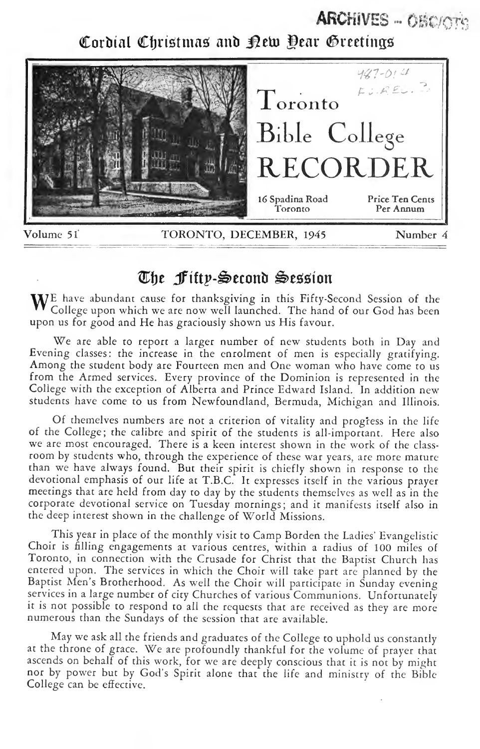ARCHIVES – OBC/OTS

Cordial Christmas and New Year Greetings

# Toronto Bible College RECORDER

487-014
FC.REC. 3

16 Spadina Road
Toronto

Price Ten Cents
Per Annum

Volume 51 TORONTO, DECEMBER, 1945 Number 4

## The Fifty-Second Session

WE have abundant cause for thanksgiving in this Fifty-Second Session of the College upon which we are now well launched. The hand of our God has been upon us for good and He has graciously shown us His favour.

We are able to report a larger number of new students both in Day and Evening classes: the increase in the enrolment of men is especially gratifying. Among the student body are Fourteen men and One woman who have come to us from the Armed services. Every province of the Dominion is represented in the College with the exception of Alberta and Prince Edward Island. In addition new students have come to us from Newfoundland, Bermuda, Michigan and Illinois.

Of themelves numbers are not a criterion of vitality and progress in the life of the College; the calibre and spirit of the students is all-important. Here also we are most encouraged. There is a keen interest shown in the work of the class-room by students who, through the experience of these war years, are more mature than we have always found. But their spirit is chiefly shown in response to the devotional emphasis of our life at T.B.C. It expresses itself in the various prayer meetings that are held from day to day by the students themselves as well as in the corporate devotional service on Tuesday mornings; and it manifests itself also in the deep interest shown in the challenge of World Missions.

This year in place of the monthly visit to Camp Borden the Ladies' Evangelistic Choir is filling engagements at various centres, within a radius of 100 miles of Toronto, in connection with the Crusade for Christ that the Baptist Church has entered upon. The services in which the Choir will take part are planned by the Baptist Men's Brotherhood. As well the Choir will participate in Sunday evening services in a large number of city Churches of various Communions. Unfortunately it is not possible to respond to all the requests that are received as they are more numerous than the Sundays of the session that are available.

May we ask all the friends and graduates of the College to uphold us constantly at the throne of grace. We are profoundly thankful for the volume of prayer that ascends on behalf of this work, for we are deeply conscious that it is not by might nor by power but by God's Spirit alone that the life and ministry of the Bible College can be effective.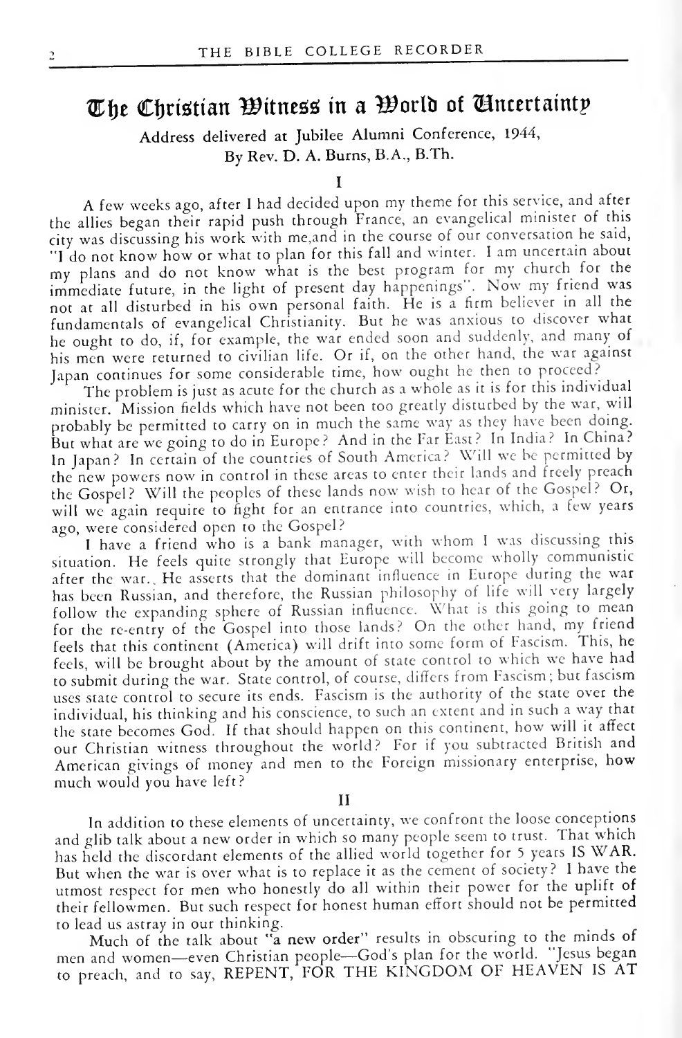# The Christian Witness in a World of Uncertainty

Address delivered at Jubilee Alumni Conference, 1944,
By Rev. D. A. Burns, B.A., B.Th.

I

A few weeks ago, after I had decided upon my theme for this service, and after the allies began their rapid push through France, an evangelical minister of this city was discussing his work with me,and in the course of our conversation he said, "I do not know how or what to plan for this fall and winter. I am uncertain about my plans and do not know what is the best program for my church for the immediate future, in the light of present day happenings". Now my friend was not at all disturbed in his own personal faith. He is a firm believer in all the fundamentals of evangelical Christianity. But he was anxious to discover what he ought to do, if, for example, the war ended soon and suddenly, and many of his men were returned to civilian life. Or if, on the other hand, the war against Japan continues for some considerable time, how ought he then to proceed?

The problem is just as acute for the church as a whole as it is for this individual minister. Mission fields which have not been too greatly disturbed by the war, will probably be permitted to carry on in much the same way as they have been doing. But what are we going to do in Europe? And in the Far East? In India? In China? In Japan? In certain of the countries of South America? Will we be permitted by the new powers now in control in these areas to enter their lands and freely preach the Gospel? Will the peoples of these lands now wish to hear of the Gospel? Or, will we again require to fight for an entrance into countries, which, a few years ago, were considered open to the Gospel?

I have a friend who is a bank manager, with whom I was discussing this situation. He feels quite strongly that Europe will become wholly communistic after the war. He asserts that the dominant influence in Europe during the war has been Russian, and therefore, the Russian philosophy of life will very largely follow the expanding sphere of Russian influence. What is this going to mean for the re-entry of the Gospel into those lands? On the other hand, my friend feels that this continent (America) will drift into some form of Fascism. This, he feels, will be brought about by the amount of state control to which we have had to submit during the war. State control, of course, differs from Fascism; but fascism uses state control to secure its ends. Fascism is the authority of the state over the individual, his thinking and his conscience, to such an extent and in such a way that the state becomes God. If that should happen on this continent, how will it affect our Christian witness throughout the world? For if you subtracted British and American givings of money and men to the Foreign missionary enterprise, how much would you have left?

II

In addition to these elements of uncertainty, we confront the loose conceptions and glib talk about a new order in which so many people seem to trust. That which has held the discordant elements of the allied world together for 5 years IS WAR. But when the war is over what is to replace it as the cement of society? I have the utmost respect for men who honestly do all within their power for the uplift of their fellowmen. But such respect for honest human effort should not be permitted to lead us astray in our thinking.

Much of the talk about "a new order" results in obscuring to the minds of men and women—even Christian people—God's plan for the world. "Jesus began to preach, and to say, REPENT, FOR THE KINGDOM OF HEAVEN IS AT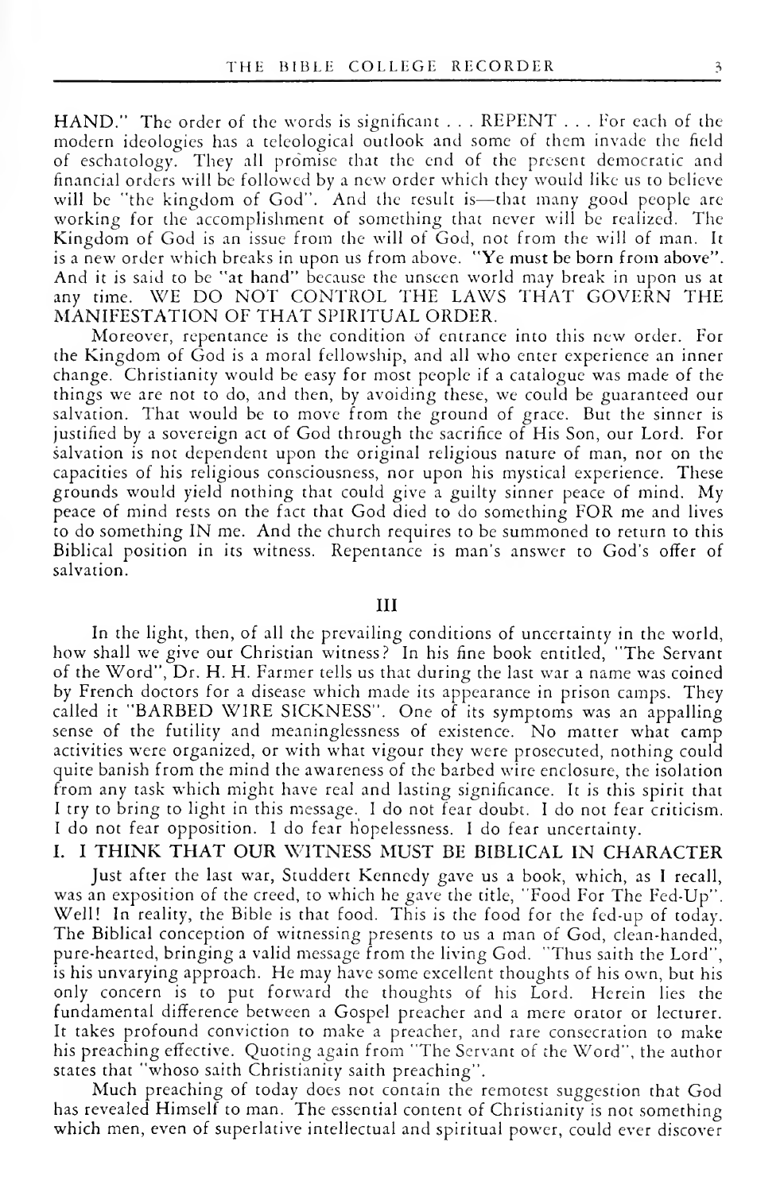HAND." The order of the words is significant . . . REPENT . . . For each of the modern ideologies has a teleological outlook and some of them invade the field of eschatology. They all promise that the end of the present democratic and financial orders will be followed by a new order which they would like us to believe will be "the kingdom of God". And the result is—that many good people are working for the accomplishment of something that never will be realized. The Kingdom of God is an issue from the will of God, not from the will of man. It is a new order which breaks in upon us from above. **"Ye must be born from above".** And it is said to be **"at hand"** because the unseen world may break in upon us at any time. WE DO NOT CONTROL THE LAWS THAT GOVERN THE MANIFESTATION OF THAT SPIRITUAL ORDER.

Moreover, repentance is the condition of entrance into this new order. For the Kingdom of God is a moral fellowship, and all who enter experience an inner change. Christianity would be easy for most people if a catalogue was made of the things we are not to do, and then, by avoiding these, we could be guaranteed our salvation. That would be to move from the ground of grace. But the sinner is justified by a sovereign act of God through the sacrifice of His Son, our Lord. For salvation is not dependent upon the original religious nature of man, nor on the capacities of his religious consciousness, nor upon his mystical experience. These grounds would yield nothing that could give a guilty sinner peace of mind. My peace of mind rests on the fact that God died to do something FOR me and lives to do something IN me. And the church requires to be summoned to return to this Biblical position in its witness. Repentance is man's answer to God's offer of salvation.

## III

In the light, then, of all the prevailing conditions of uncertainty in the world, how shall we give our Christian witness? In his fine book entitled, "The Servant of the Word", Dr. H. H. Farmer tells us that during the last war a name was coined by French doctors for a disease which made its appearance in prison camps. They called it "BARBED WIRE SICKNESS". One of its symptoms was an appalling sense of the futility and meaninglessness of existence. No matter what camp activities were organized, or with what vigour they were prosecuted, nothing could quite banish from the mind the awareness of the barbed wire enclosure, the isolation from any task which might have real and lasting significance. It is this spirit that I try to bring to light in this message. I do not fear doubt. I do not fear criticism. I do not fear opposition. I do fear hopelessness. I do fear uncertainty.

### I. I THINK THAT OUR WITNESS MUST BE BIBLICAL IN CHARACTER

Just after the last war, Studdert Kennedy gave us a book, which, as I recall, was an exposition of the creed, to which he gave the title, "Food For The Fed-Up". Well! In reality, the Bible is that food. This is the food for the fed-up of today. The Biblical conception of witnessing presents to us a man of God, clean-handed, pure-hearted, bringing a valid message from the living God. "Thus saith the Lord", is his unvarying approach. He may have some excellent thoughts of his own, but his only concern is to put forward the thoughts of his Lord. Herein lies the fundamental difference between a Gospel preacher and a mere orator or lecturer. It takes profound conviction to make a preacher, and rare consecration to make his preaching effective. Quoting again from "The Servant of the Word", the author states that "whoso saith Christianity saith preaching".

Much preaching of today does not contain the remotest suggestion that God has revealed Himself to man. The essential content of Christianity is not something which men, even of superlative intellectual and spiritual power, could ever discover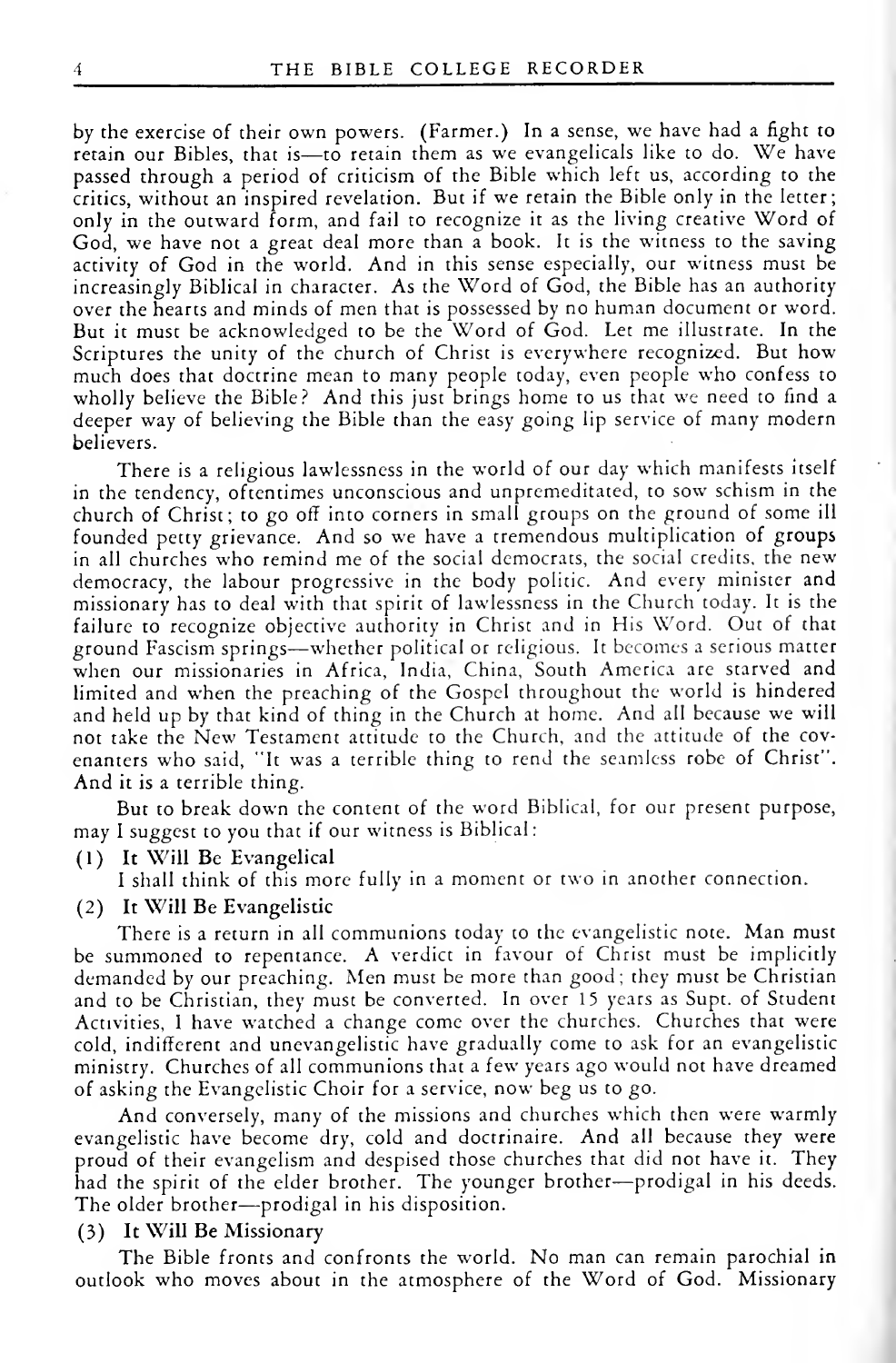by the exercise of their own powers. (Farmer.) In a sense, we have had a fight to retain our Bibles, that is—to retain them as we evangelicals like to do. We have passed through a period of criticism of the Bible which left us, according to the critics, without an inspired revelation. But if we retain the Bible only in the letter; only in the outward form, and fail to recognize it as the living creative Word of God, we have not a great deal more than a book. It is the witness to the saving activity of God in the world. And in this sense especially, our witness must be increasingly Biblical in character. As the Word of God, the Bible has an authority over the hearts and minds of men that is possessed by no human document or word. But it must be acknowledged to be the Word of God. Let me illustrate. In the Scriptures the unity of the church of Christ is everywhere recognized. But how much does that doctrine mean to many people today, even people who confess to wholly believe the Bible? And this just brings home to us that we need to find a deeper way of believing the Bible than the easy going lip service of many modern believers.

There is a religious lawlessness in the world of our day which manifests itself in the tendency, oftentimes unconscious and unpremeditated, to sow schism in the church of Christ; to go off into corners in small groups on the ground of some ill founded petty grievance. And so we have a tremendous multiplication of groups in all churches who remind me of the social democrats, the social credits, the new democracy, the labour progressive in the body politic. And every minister and missionary has to deal with that spirit of lawlessness in the Church today. It is the failure to recognize objective authority in Christ and in His Word. Out of that ground Fascism springs—whether political or religious. It becomes a serious matter when our missionaries in Africa, India, China, South America are starved and limited and when the preaching of the Gospel throughout the world is hindered and held up by that kind of thing in the Church at home. And all because we will not take the New Testament attitude to the Church, and the attitude of the covenanters who said, "It was a terrible thing to rend the seamless robe of Christ". And it is a terrible thing.

But to break down the content of the word Biblical, for our present purpose, may I suggest to you that if our witness is Biblical:

**(1) It Will Be Evangelical**

I shall think of this more fully in a moment or two in another connection.

**(2) It Will Be Evangelistic**

There is a return in all communions today to the evangelistic note. Man must be summoned to repentance. A verdict in favour of Christ must be implicitly demanded by our preaching. Men must be more than good; they must be Christian and to be Christian, they must be converted. In over 15 years as Supt. of Student Activities, I have watched a change come over the churches. Churches that were cold, indifferent and unevangelistic have gradually come to ask for an evangelistic ministry. Churches of all communions that a few years ago would not have dreamed of asking the Evangelistic Choir for a service, now beg us to go.

And conversely, many of the missions and churches which then were warmly evangelistic have become dry, cold and doctrinaire. And all because they were proud of their evangelism and despised those churches that did not have it. They had the spirit of the elder brother. The younger brother—prodigal in his deeds. The older brother—prodigal in his disposition.

**(3) It Will Be Missionary**

The Bible fronts and confronts the world. No man can remain parochial in outlook who moves about in the atmosphere of the Word of God. Missionary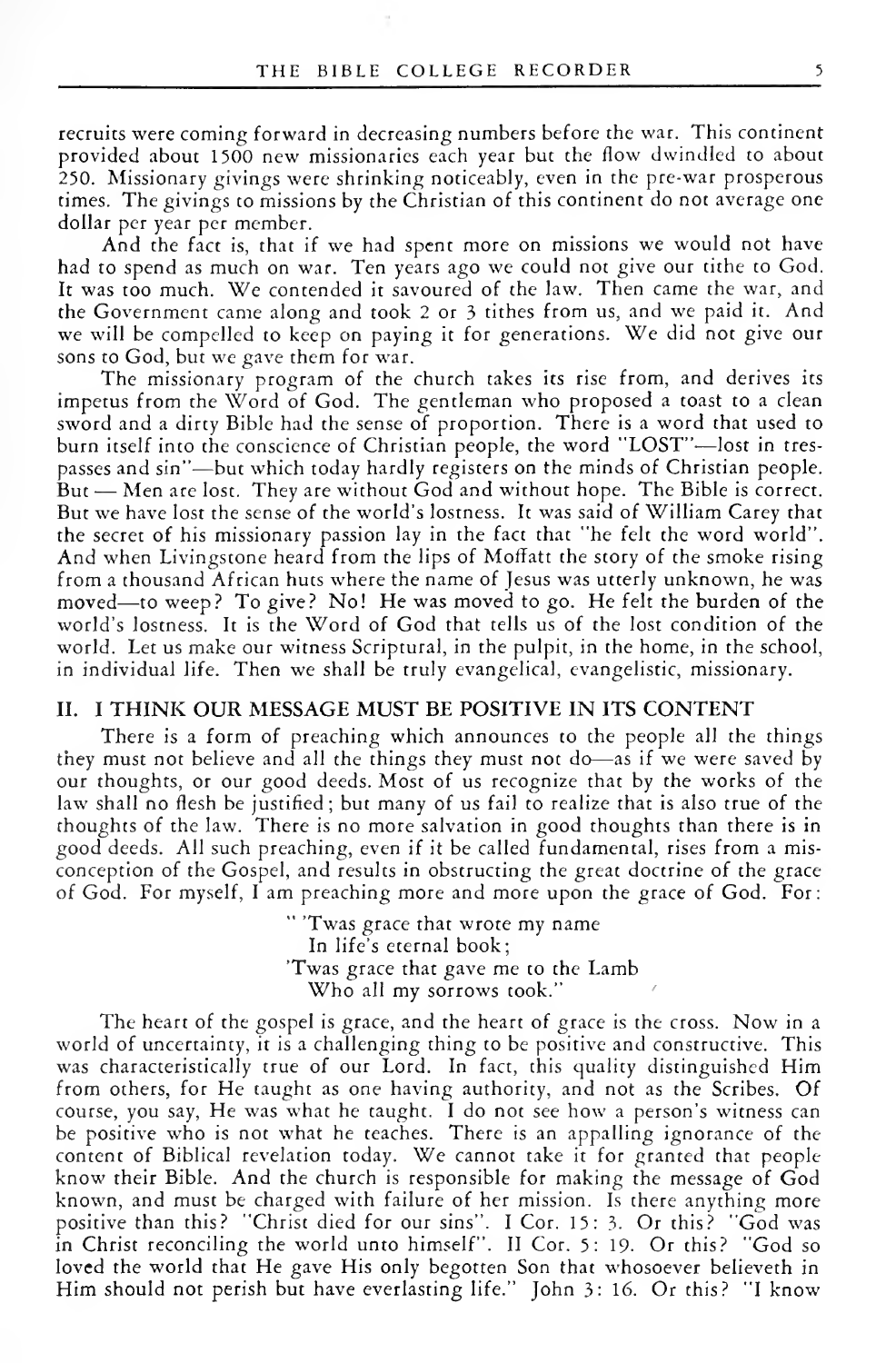recruits were coming forward in decreasing numbers before the war. This continent provided about 1500 new missionaries each year but the flow dwindled to about 250. Missionary givings were shrinking noticeably, even in the pre-war prosperous times. The givings to missions by the Christian of this continent do not average one dollar per year per member.

And the fact is, that if we had spent more on missions we would not have had to spend as much on war. Ten years ago we could not give our tithe to God. It was too much. We contended it savoured of the law. Then came the war, and the Government came along and took 2 or 3 tithes from us, and we paid it. And we will be compelled to keep on paying it for generations. We did not give our sons to God, but we gave them for war.

The missionary program of the church takes its rise from, and derives its impetus from the Word of God. The gentleman who proposed a toast to a clean sword and a dirty Bible had the sense of proportion. There is a word that used to burn itself into the conscience of Christian people, the word "LOST"—lost in trespasses and sin"—but which today hardly registers on the minds of Christian people. But — Men are lost. They are without God and without hope. The Bible is correct. But we have lost the sense of the world's lostness. It was said of William Carey that the secret of his missionary passion lay in the fact that "he felt the word world". And when Livingstone heard from the lips of Moffatt the story of the smoke rising from a thousand African huts where the name of Jesus was utterly unknown, he was moved—to weep? To give? No! He was moved to go. He felt the burden of the world's lostness. It is the Word of God that tells us of the lost condition of the world. Let us make our witness Scriptural, in the pulpit, in the home, in the school, in individual life. Then we shall be truly evangelical, evangelistic, missionary.

## II. I THINK OUR MESSAGE MUST BE POSITIVE IN ITS CONTENT

There is a form of preaching which announces to the people all the things they must not believe and all the things they must not do—as if we were saved by our thoughts, or our good deeds. Most of us recognize that by the works of the law shall no flesh be justified; but many of us fail to realize that is also true of the thoughts of the law. There is no more salvation in good thoughts than there is in good deeds. All such preaching, even if it be called fundamental, rises from a misconception of the Gospel, and results in obstructing the great doctrine of the grace of God. For myself, I am preaching more and more upon the grace of God. For:

> " 'Twas grace that wrote my name
> In life's eternal book;
> 'Twas grace that gave me to the Lamb
> Who all my sorrows took."

The heart of the gospel is grace, and the heart of grace is the cross. Now in a world of uncertainty, it is a challenging thing to be positive and constructive. This was characteristically true of our Lord. In fact, this quality distinguished Him from others, for He taught as one having authority, and not as the Scribes. Of course, you say, He was what he taught. I do not see how a person's witness can be positive who is not what he teaches. There is an appalling ignorance of the content of Biblical revelation today. We cannot take it for granted that people know their Bible. And the church is responsible for making the message of God known, and must be charged with failure of her mission. Is there anything more positive than this? "Christ died for our sins". I Cor. 15: 3. Or this? "God was in Christ reconciling the world unto himself". II Cor. 5: 19. Or this? "God so loved the world that He gave His only begotten Son that whosoever believeth in Him should not perish but have everlasting life." John 3: 16. Or this? "I know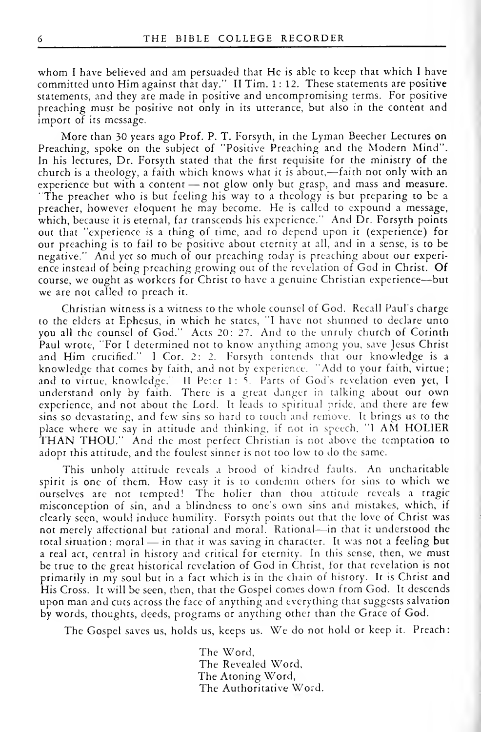whom I have believed and am persuaded that He is able to keep that which I have committed unto Him against that day." II Tim. 1: 12. These statements are positive statements, and they are made in positive and uncompromising terms. For positive preaching must be positive not only in its utterance, but also in the content and import of its message.

More than 30 years ago Prof. P. T. Forsyth, in the Lyman Beecher Lectures on Preaching, spoke on the subject of "Positive Preaching and the Modern Mind". In his lectures, Dr. Forsyth stated that the first requisite for the ministry of the church is a theology, a faith which knows what it is about,—faith not only with an experience but with a content — not glow only but grasp, and mass and measure. "The preacher who is but feeling his way to a theology is but preparing to be a preacher, however eloquent he may become. He is called to expound a message, which, because it is eternal, far transcends his experience." And Dr. Forsyth points out that "experience is a thing of time, and to depend upon it (experience) for our preaching is to fail to be positive about eternity at all, and in a sense, is to be negative." And yet so much of our preaching today is preaching about our experience instead of being preaching growing out of the revelation of God in Christ. Of course, we ought as workers for Christ to have a genuine Christian experience—but we are not called to preach it.

Christian witness is a witness to the whole counsel of God. Recall Paul's charge to the elders at Ephesus, in which he states, "I have not shunned to declare unto you all the counsel of God." Acts 20: 27. And to the unruly church of Corinth Paul wrote, "For I determined not to know anything among you, save Jesus Christ and Him crucified." I Cor. 2: 2. Forsyth contends that our knowledge is a knowledge that comes by faith, and not by experience. "Add to your faith, virtue; and to virtue, knowledge." II Peter 1: 5. Parts of God's revelation even yet, I understand only by faith. There is a great danger in talking about our own experience, and not about the Lord. It leads to spiritual pride, and there are few sins so devastating, and few sins so hard to touch and remove. It brings us to the place where we say in attitude and thinking, if not in speech, "I AM HOLIER THAN THOU." And the most perfect Christian is not above the temptation to adopt this attitude, and the foulest sinner is not too low to do the same.

This unholy attitude reveals a brood of kindred faults. An uncharitable spirit is one of them. How easy it is to condemn others for sins to which we ourselves are not tempted! The holier than thou attitude reveals a tragic misconception of sin, and a blindness to one's own sins and mistakes, which, if clearly seen, would induce humility. Forsyth points out that the love of Christ was not merely affectional but rational and moral. Rational—in that it understood the total situation: moral — in that it was saving in character. It was not a feeling but a real act, central in history and critical for eternity. In this sense, then, we must be true to the great historical revelation of God in Christ, for that revelation is not primarily in my soul but in a fact which is in the chain of history. It is Christ and His Cross. It will be seen, then, that the Gospel comes down from God. It descends upon man and cuts across the face of anything and everything that suggests salvation by words, thoughts, deeds, programs or anything other than the Grace of God.

The Gospel saves us, holds us, keeps us. We do not hold or keep it. Preach:

The Word,
The Revealed Word,
The Atoning Word,
The Authoritative Word.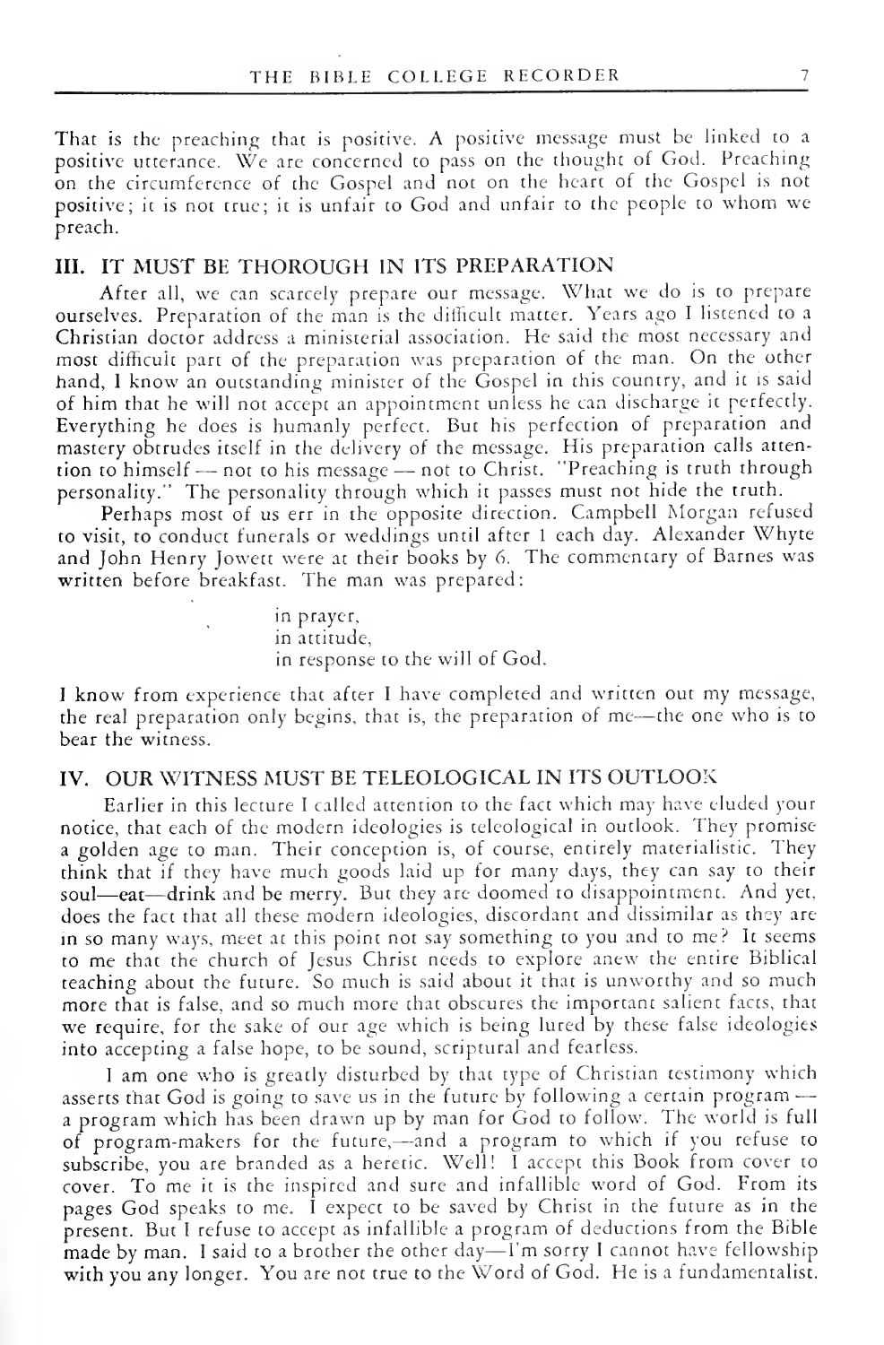That is the preaching that is positive. A positive message must be linked to a positive utterance. We are concerned to pass on the thought of God. Preaching on the circumference of the Gospel and not on the heart of the Gospel is not positive; it is not true; it is unfair to God and unfair to the people to whom we preach.

### III. IT MUST BE THOROUGH IN ITS PREPARATION

After all, we can scarcely prepare our message. What we do is to prepare ourselves. Preparation of the man is the difficult matter. Years ago I listened to a Christian doctor address a ministerial association. He said the most necessary and most difficult part of the preparation was preparation of the man. On the other hand, I know an outstanding minister of the Gospel in this country, and it is said of him that he will not accept an appointment unless he can discharge it perfectly. Everything he does is humanly perfect. But his perfection of preparation and mastery obtrudes itself in the delivery of the message. His preparation calls attention to himself — not to his message — not to Christ. "Preaching is truth through personality." The personality through which it passes must not hide the truth.

Perhaps most of us err in the opposite direction. Campbell Morgan refused to visit, to conduct funerals or weddings until after 1 each day. Alexander Whyte and John Henry Jowett were at their books by 6. The commentary of Barnes was written before breakfast. The man was prepared:

> in prayer,
> in attitude,
> in response to the will of God.

I know from experience that after I have completed and written out my message, the real preparation only begins, that is, the preparation of me—the one who is to bear the witness.

### IV. OUR WITNESS MUST BE TELEOLOGICAL IN ITS OUTLOOK

Earlier in this lecture I called attention to the fact which may have eluded your notice, that each of the modern ideologies is teleological in outlook. They promise a golden age to man. Their conception is, of course, entirely materialistic. They think that if they have much goods laid up for many days, they can say to their soul—eat—drink and be merry. But they are doomed to disappointment. And yet, does the fact that all these modern ideologies, discordant and dissimilar as they are in so many ways, meet at this point not say something to you and to me? It seems to me that the church of Jesus Christ needs to explore anew the entire Biblical teaching about the future. So much is said about it that is unworthy and so much more that is false, and so much more that obscures the important salient facts, that we require, for the sake of our age which is being lured by these false ideologies into accepting a false hope, to be sound, scriptural and fearless.

I am one who is greatly disturbed by that type of Christian testimony which asserts that God is going to save us in the future by following a certain program — a program which has been drawn up by man for God to follow. The world is full of program-makers for the future,—and a program to which if you refuse to subscribe, you are branded as a heretic. Well! I accept this Book from cover to cover. To me it is the inspired and sure and infallible word of God. From its pages God speaks to me. I expect to be saved by Christ in the future as in the present. But I refuse to accept as infallible a program of deductions from the Bible made by man. I said to a brother the other day—I'm sorry I cannot have fellowship with you any longer. You are not true to the Word of God. He is a fundamentalist.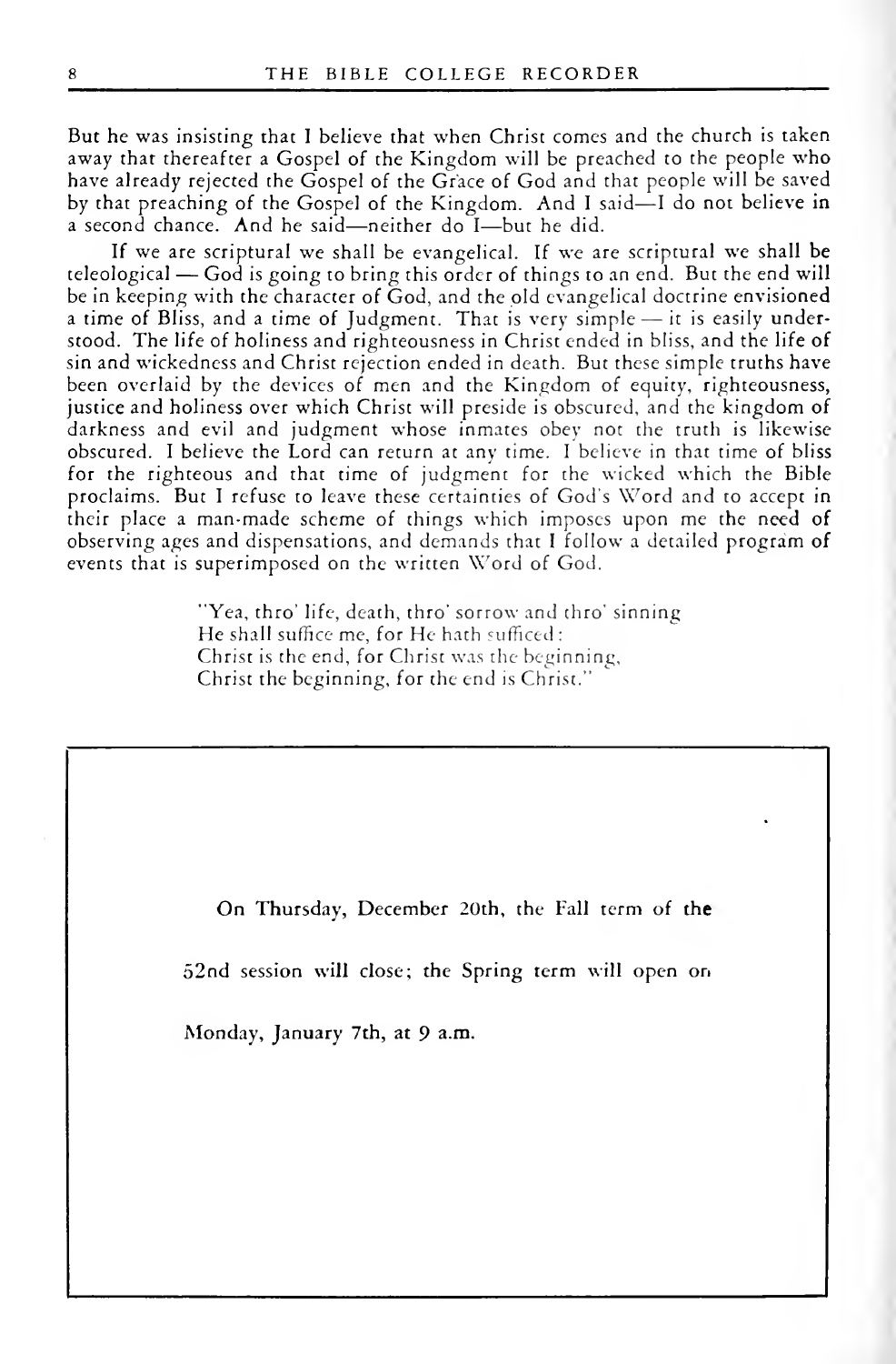But he was insisting that I believe that when Christ comes and the church is taken away that thereafter a Gospel of the Kingdom will be preached to the people who have already rejected the Gospel of the Grace of God and that people will be saved by that preaching of the Gospel of the Kingdom. And I said—I do not believe in a second chance. And he said—neither do I—but he did.

If we are scriptural we shall be evangelical. If we are scriptural we shall be teleological — God is going to bring this order of things to an end. But the end will be in keeping with the character of God, and the old evangelical doctrine envisioned a time of Bliss, and a time of Judgment. That is very simple — it is easily understood. The life of holiness and righteousness in Christ ended in bliss, and the life of sin and wickedness and Christ rejection ended in death. But these simple truths have been overlaid by the devices of men and the Kingdom of equity, righteousness, justice and holiness over which Christ will preside is obscured, and the kingdom of darkness and evil and judgment whose inmates obey not the truth is likewise obscured. I believe the Lord can return at any time. I believe in that time of bliss for the righteous and that time of judgment for the wicked which the Bible proclaims. But I refuse to leave these certainties of God's Word and to accept in their place a man-made scheme of things which imposes upon me the need of observing ages and dispensations, and demands that I follow a detailed program of events that is superimposed on the written Word of God.

> "Yea, thro' life, death, thro' sorrow and thro' sinning
> He shall suffice me, for He hath sufficed:
> Christ is the end, for Christ was the beginning,
> Christ the beginning, for the end is Christ."

---

On Thursday, December 20th, the Fall term of the 52nd session will close; the Spring term will open on Monday, January 7th, at 9 a.m.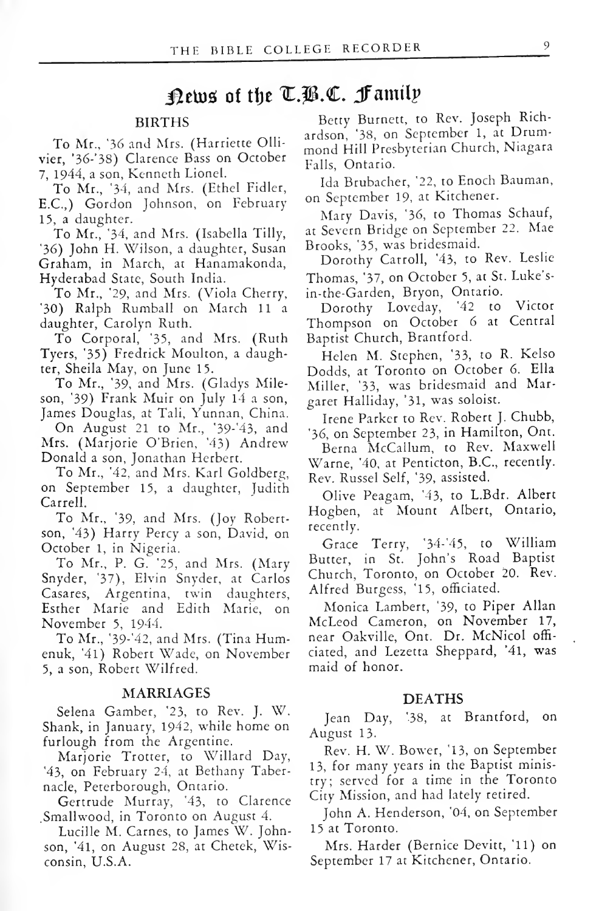# News of the T.B.C. Family

## BIRTHS

To Mr., '36 and Mrs. (Harriette Ollivier, '36-'38) Clarence Bass on October 7, 1944, a son, Kenneth Lionel.

To Mr., '34, and Mrs. (Ethel Fidler, E.C.,) Gordon Johnson, on February 15, a daughter.

To Mr., '34, and Mrs. (Isabella Tilly, '36) John H. Wilson, a daughter, Susan Graham, in March, at Hanamakonda, Hyderabad State, South India.

To Mr., '29, and Mrs. (Viola Cherry, '30) Ralph Rumball on March 11 a daughter, Carolyn Ruth.

To Corporal, '35, and Mrs. (Ruth Tyers, '35) Fredrick Moulton, a daughter, Sheila May, on June 15.

To Mr., '39, and Mrs. (Gladys Mileson, '39) Frank Muir on July 14 a son, James Douglas, at Tali, Yunnan, China.

On August 21 to Mr., '39-'43, and Mrs. (Marjorie O'Brien, '43) Andrew Donald a son, Jonathan Herbert.

To Mr., '42, and Mrs. Karl Goldberg, on September 15, a daughter, Judith Carrell.

To Mr., '39, and Mrs. (Joy Robertson, '43) Harry Percy a son, David, on October 1, in Nigeria.

To Mr., P. G. '25, and Mrs. (Mary Snyder, '37), Elvin Snyder, at Carlos Casares, Argentina, twin daughters, Esther Marie and Edith Marie, on November 5, 1944.

To Mr., '39-'42, and Mrs. (Tina Humenuk, '41) Robert Wade, on November 5, a son, Robert Wilfred.

## MARRIAGES

Selena Gamber, '23, to Rev. J. W. Shank, in January, 1942, while home on furlough from the Argentine.

Marjorie Trotter, to Willard Day, '43, on February 24, at Bethany Tabernacle, Peterborough, Ontario.

Gertrude Murray, '43, to Clarence Smallwood, in Toronto on August 4.

Lucille M. Carnes, to James W. Johnson, '41, on August 28, at Chetek, Wisconsin, U.S.A.

Betty Burnett, to Rev. Joseph Richardson, '38, on September 1, at Drummond Hill Presbyterian Church, Niagara Falls, Ontario.

Ida Brubacher, '22, to Enoch Bauman, on September 19, at Kitchener.

Mary Davis, '36, to Thomas Schauf, at Severn Bridge on September 22. Mae Brooks, '35, was bridesmaid.

Dorothy Carroll, '43, to Rev. Leslie Thomas, '37, on October 5, at St. Luke's-in-the-Garden, Bryon, Ontario.

Dorothy Loveday, '42 to Victor Thompson on October 6 at Central Baptist Church, Brantford.

Helen M. Stephen, '33, to R. Kelso Dodds, at Toronto on October 6. Ella Miller, '33, was bridesmaid and Margaret Halliday, '31, was soloist.

Irene Parker to Rev. Robert J. Chubb, '36, on September 23, in Hamilton, Ont.

Berna McCallum, to Rev. Maxwell Warne, '40, at Penticton, B.C., recently. Rev. Russel Self, '39, assisted.

Olive Peagam, '43, to L.Bdr. Albert Hogben, at Mount Albert, Ontario, recently.

Grace Terry, '34-'45, to William Butter, in St. John's Road Baptist Church, Toronto, on October 20. Rev. Alfred Burgess, '15, officiated.

Monica Lambert, '39, to Piper Allan McLeod Cameron, on November 17, near Oakville, Ont. Dr. McNicol officiated, and Lezetta Sheppard, '41, was maid of honor.

## DEATHS

Jean Day, '38, at Brantford, on August 13.

Rev. H. W. Bower, '13, on September 13, for many years in the Baptist ministry; served for a time in the Toronto City Mission, and had lately retired.

John A. Henderson, '04, on September 15 at Toronto.

Mrs. Harder (Bernice Devitt, '11) on September 17 at Kitchener, Ontario.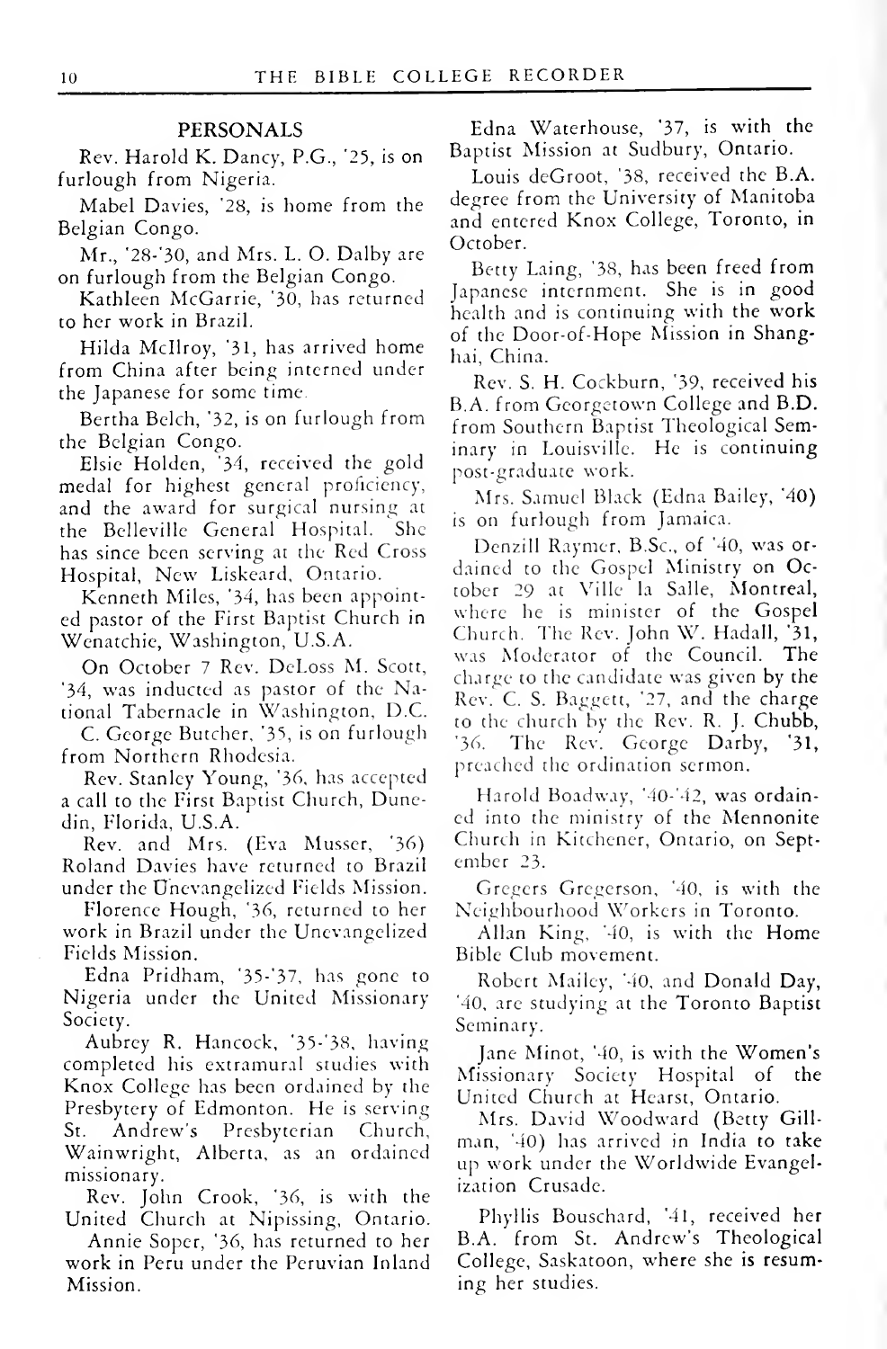## PERSONALS

Rev. Harold K. Dancy, P.G., '25, is on furlough from Nigeria.

Mabel Davies, '28, is home from the Belgian Congo.

Mr., '28-'30, and Mrs. L. O. Dalby are on furlough from the Belgian Congo.

Kathleen McGarrie, '30, has returned to her work in Brazil.

Hilda McIlroy, '31, has arrived home from China after being interned under the Japanese for some time.

Bertha Belch, '32, is on furlough from the Belgian Congo.

Elsie Holden, '34, received the gold medal for highest general proficiency, and the award for surgical nursing at the Belleville General Hospital. She has since been serving at the Red Cross Hospital, New Liskeard, Ontario.

Kenneth Miles, '34, has been appointed pastor of the First Baptist Church in Wenatchie, Washington, U.S.A.

On October 7 Rev. DeLoss M. Scott, '34, was inducted as pastor of the National Tabernacle in Washington, D.C.

C. George Butcher, '35, is on furlough from Northern Rhodesia.

Rev. Stanley Young, '36, has accepted a call to the First Baptist Church, Dunedin, Florida, U.S.A.

Rev. and Mrs. (Eva Musser, '36) Roland Davies have returned to Brazil under the Unevangelized Fields Mission.

Florence Hough, '36, returned to her work in Brazil under the Unevangelized Fields Mission.

Edna Pridham, '35-'37, has gone to Nigeria under the United Missionary Society.

Aubrey R. Hancock, '35-'38, having completed his extramural studies with Knox College has been ordained by the Presbytery of Edmonton. He is serving St. Andrew's Presbyterian Church, Wainwright, Alberta, as an ordained missionary.

Rev. John Crook, '36, is with the United Church at Nipissing, Ontario.

Annie Soper, '36, has returned to her work in Peru under the Peruvian Inland Mission.

Edna Waterhouse, '37, is with the Baptist Mission at Sudbury, Ontario.

Louis deGroot, '38, received the B.A. degree from the University of Manitoba and entered Knox College, Toronto, in October.

Betty Laing, '38, has been freed from Japanese internment. She is in good health and is continuing with the work of the Door-of-Hope Mission in Shanghai, China.

Rev. S. H. Cockburn, '39, received his B.A. from Georgetown College and B.D. from Southern Baptist Theological Seminary in Louisville. He is continuing post-graduate work.

Mrs. Samuel Black (Edna Bailey, '40) is on furlough from Jamaica.

Denzill Raymer, B.Sc., of '40, was ordained to the Gospel Ministry on October 29 at Ville la Salle, Montreal, where he is minister of the Gospel Church. The Rev. John W. Hadall, '31, was Moderator of the Council. The charge to the candidate was given by the Rev. C. S. Baggett, '27, and the charge to the church by the Rev. R. J. Chubb, '36. The Rev. George Darby, '31, preached the ordination sermon.

Harold Boadway, '40-'42, was ordained into the ministry of the Mennonite Church in Kitchener, Ontario, on September 23.

Gregers Gregerson, '40, is with the Neighbourhood Workers in Toronto.

Allan King, '40, is with the Home Bible Club movement.

Robert Mailey, '40, and Donald Day, '40, are studying at the Toronto Baptist Seminary.

Jane Minot, '40, is with the Women's Missionary Society Hospital of the United Church at Hearst, Ontario.

Mrs. David Woodward (Betty Gillman, '40) has arrived in India to take up work under the Worldwide Evangelization Crusade.

Phyllis Bouschard, '41, received her B.A. from St. Andrew's Theological College, Saskatoon, where she is resuming her studies.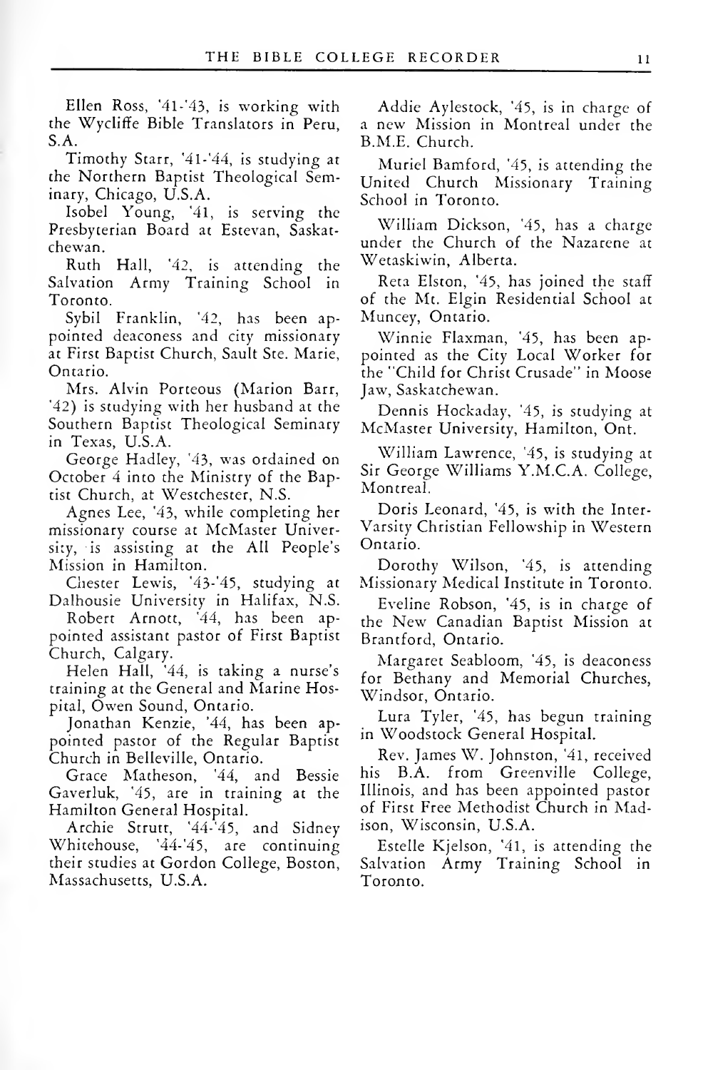Ellen Ross, '41-'43, is working with the Wycliffe Bible Translators in Peru, S.A.

Timothy Starr, '41-'44, is studying at the Northern Baptist Theological Seminary, Chicago, U.S.A.

Isobel Young, '41, is serving the Presbyterian Board at Estevan, Saskatchewan.

Ruth Hall, '42, is attending the Salvation Army Training School in Toronto.

Sybil Franklin, '42, has been appointed deaconess and city missionary at First Baptist Church, Sault Ste. Marie, Ontario.

Mrs. Alvin Porteous (Marion Barr, '42) is studying with her husband at the Southern Baptist Theological Seminary in Texas, U.S.A.

George Hadley, '43, was ordained on October 4 into the Ministry of the Baptist Church, at Westchester, N.S.

Agnes Lee, '43, while completing her missionary course at McMaster University, is assisting at the All People's Mission in Hamilton.

Chester Lewis, '43-'45, studying at Dalhousie University in Halifax, N.S.

Robert Arnott, '44, has been appointed assistant pastor of First Baptist Church, Calgary.

Helen Hall, '44, is taking a nurse's training at the General and Marine Hospital, Owen Sound, Ontario.

Jonathan Kenzie, '44, has been appointed pastor of the Regular Baptist Church in Belleville, Ontario.

Grace Matheson, '44, and Bessie Gaverluk, '45, are in training at the Hamilton General Hospital.

Archie Strutt, '44-'45, and Sidney Whitehouse, '44-'45, are continuing their studies at Gordon College, Boston, Massachusetts, U.S.A.

Addie Aylestock, '45, is in charge of a new Mission in Montreal under the B.M.E. Church.

Muriel Bamford, '45, is attending the United Church Missionary Training School in Toronto.

William Dickson, '45, has a charge under the Church of the Nazarene at Wetaskiwin, Alberta.

Reta Elston, '45, has joined the staff of the Mt. Elgin Residential School at Muncey, Ontario.

Winnie Flaxman, '45, has been appointed as the City Local Worker for the "Child for Christ Crusade" in Moose Jaw, Saskatchewan.

Dennis Hockaday, '45, is studying at McMaster University, Hamilton, Ont.

William Lawrence, '45, is studying at Sir George Williams Y.M.C.A. College, Montreal.

Doris Leonard, '45, is with the Inter-Varsity Christian Fellowship in Western Ontario.

Dorothy Wilson, '45, is attending Missionary Medical Institute in Toronto.

Eveline Robson, '45, is in charge of the New Canadian Baptist Mission at Brantford, Ontario.

Margaret Seabloom, '45, is deaconess for Bethany and Memorial Churches, Windsor, Ontario.

Lura Tyler, '45, has begun training in Woodstock General Hospital.

Rev. James W. Johnston, '41, received his B.A. from Greenville College, Illinois, and has been appointed pastor of First Free Methodist Church in Madison, Wisconsin, U.S.A.

Estelle Kjelson, '41, is attending the Salvation Army Training School in Toronto.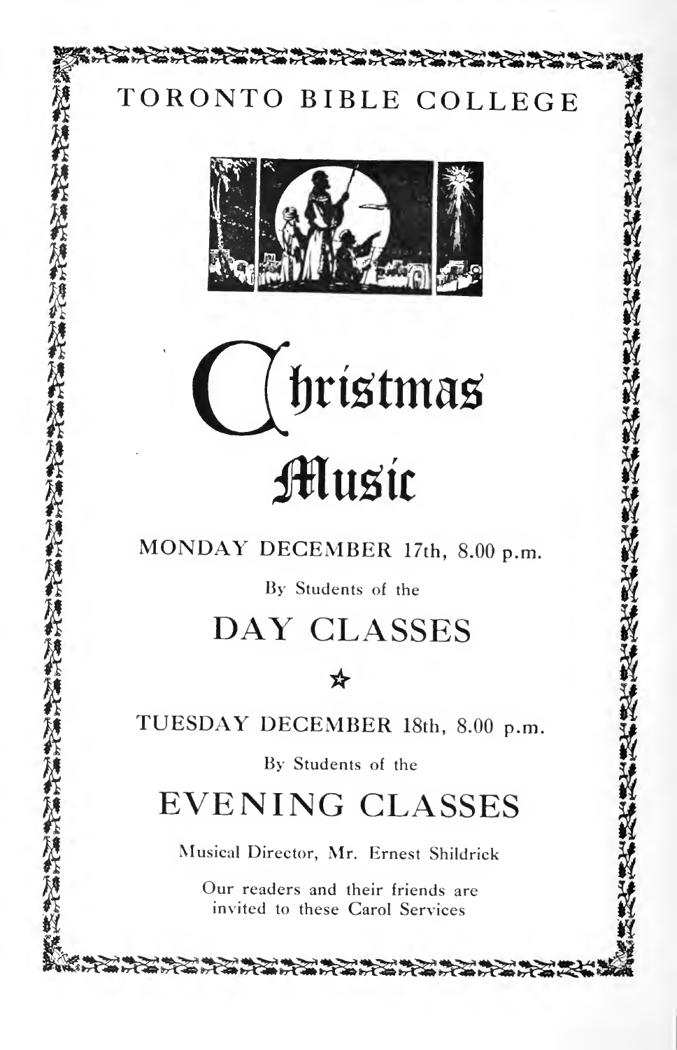# TORONTO BIBLE COLLEGE

# Christmas Music

MONDAY DECEMBER 17th, 8.00 p.m.

By Students of the

## DAY CLASSES

☆

TUESDAY DECEMBER 18th, 8.00 p.m.

By Students of the

## EVENING CLASSES

Musical Director, Mr. Ernest Shildrick

Our readers and their friends are invited to these Carol Services